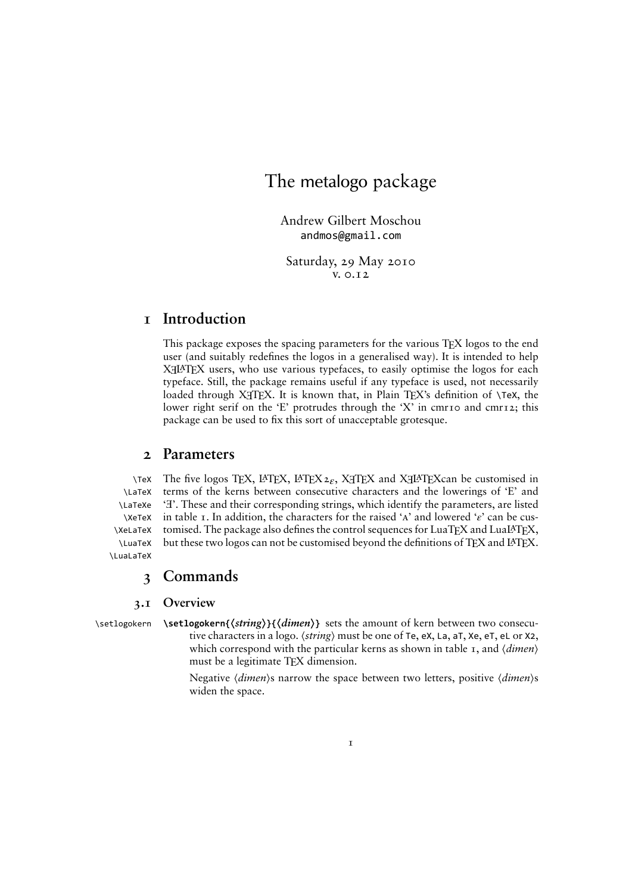# The metalogo package

Andrew Gilbert Moschou
andmos@gmail.com

Saturday, 29 May 2010
v. 0.12

## 1 Introduction

This package exposes the spacing parameters for the various TEX logos to the end user (and suitably redefines the logos in a generalised way). It is intended to help XƎLATEX users, who use various typefaces, to easily optimise the logos for each typeface. Still, the package remains useful if any typeface is used, not necessarily loaded through XƎTEX. It is known that, in Plain TEX's definition of `\TeX`, the lower right serif on the 'E' protrudes through the 'X' in cmr10 and cmr12; this package can be used to fix this sort of unacceptable grotesque.

## 2 Parameters

`\TeX` `\LaTeX` `\LaTeXe` `\XeTeX` `\XeLaTeX` `\LuaTeX` `\LuaLaTeX`

The five logos TEX, LATEX, LATEX 2ε, XƎTEX and XƎLATEXcan be customised in terms of the kerns between consecutive characters and the lowerings of 'E' and 'Ǝ'. These and their corresponding strings, which identify the parameters, are listed in table 1. In addition, the characters for the raised 'A' and lowered 'ε' can be customised. The package also defines the control sequences for LuaTEX and LuaLATEX, but these two logos can not be customised beyond the definitions of TEX and LATEX.

## 3 Commands

### 3.1 Overview

`\setlogokern`

**`\setlogokern{⟨string⟩}{⟨dimen⟩}`** sets the amount of kern between two consecutive characters in a logo. ⟨*string*⟩ must be one of `Te`, `eX`, `La`, `aT`, `Xe`, `eT`, `eL` or `X2`, which correspond with the particular kerns as shown in table 1, and ⟨*dimen*⟩ must be a legitimate TEX dimension.

Negative ⟨*dimen*⟩s narrow the space between two letters, positive ⟨*dimen*⟩s widen the space.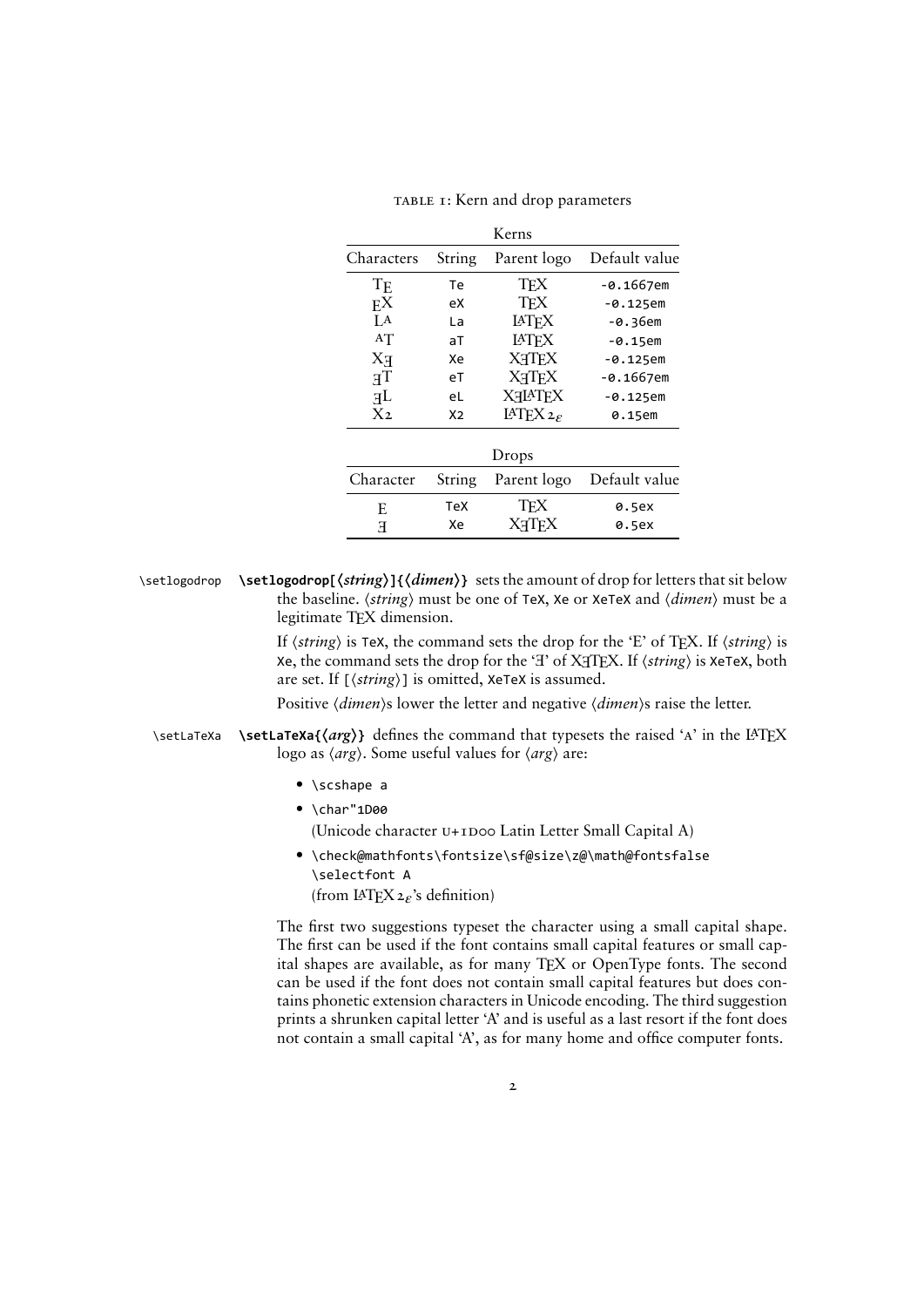TABLE 1: Kern and drop parameters

| Kerns | | | |
|---|---|---|---|
| Characters | String | Parent logo | Default value |
| TE | `Te` | TeX | `-0.1667em` |
| EX | `eX` | TeX | `-0.125em` |
| LA | `La` | LaTeX | `-0.36em` |
| AT | `aT` | LaTeX | `-0.15em` |
| XƎ | `Xe` | XƎTeX | `-0.125em` |
| ƎT | `eT` | XƎTeX | `-0.1667em` |
| ƎL | `eL` | XƎLaTeX | `-0.125em` |
| X2 | `X2` | LaTeX 2ε | `0.15em` |

| Drops | | | |
|---|---|---|---|
| Character | String | Parent logo | Default value |
| E | `TeX` | TeX | `0.5ex` |
| Ǝ | `Xe` | XƎTeX | `0.5ex` |

`\setlogodrop` **`\setlogodrop[⟨string⟩]{⟨dimen⟩}`** sets the amount of drop for letters that sit below the baseline. ⟨*string*⟩ must be one of `TeX`, `Xe` or `XeTeX` and ⟨*dimen*⟩ must be a legitimate TeX dimension.

If ⟨*string*⟩ is `TeX`, the command sets the drop for the 'E' of TeX. If ⟨*string*⟩ is `Xe`, the command sets the drop for the 'Ǝ' of XƎTeX. If ⟨*string*⟩ is `XeTeX`, both are set. If `[⟨string⟩]` is omitted, `XeTeX` is assumed.

Positive ⟨*dimen*⟩s lower the letter and negative ⟨*dimen*⟩s raise the letter.

`\setLaTeXa` **`\setLaTeXa{⟨arg⟩}`** defines the command that typesets the raised 'A' in the LaTeX logo as ⟨*arg*⟩. Some useful values for ⟨*arg*⟩ are:

- `\scshape a`
- `\char"1D00`
  (Unicode character U+1D00 Latin Letter Small Capital A)
- `\check@mathfonts\fontsize\sf@size\z@\math@fontsfalse \selectfont A`
  (from LaTeX 2ε's definition)

The first two suggestions typeset the character using a small capital shape. The first can be used if the font contains small capital features or small capital shapes are available, as for many TeX or OpenType fonts. The second can be used if the font does not contain small capital features but does contains phonetic extension characters in Unicode encoding. The third suggestion prints a shrunken capital letter 'A' and is useful as a last resort if the font does not contain a small capital 'A', as for many home and office computer fonts.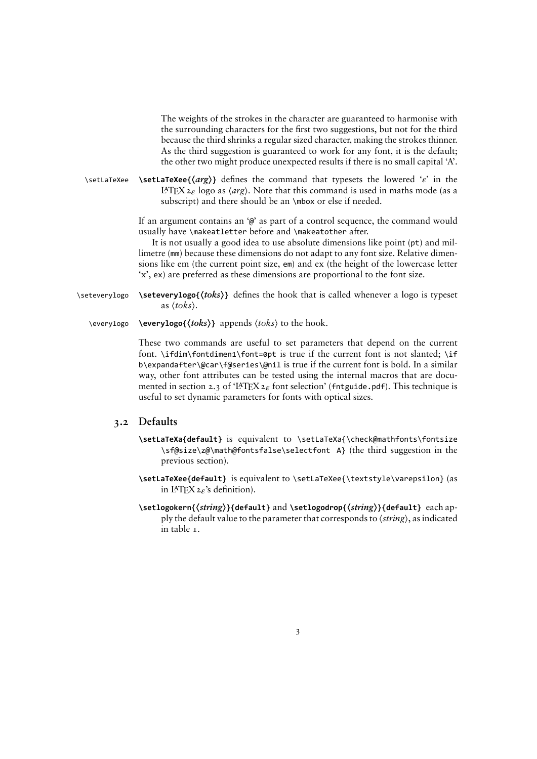The weights of the strokes in the character are guaranteed to harmonise with the surrounding characters for the first two suggestions, but not for the third because the third shrinks a regular sized character, making the strokes thinner. As the third suggestion is guaranteed to work for any font, it is the default; the other two might produce unexpected results if there is no small capital 'A'.

`\setLaTeXee` **`\setLaTeXee{⟨arg⟩}`** defines the command that typesets the lowered '$\varepsilon$' in the LaTeX $2_\varepsilon$ logo as ⟨*arg*⟩. Note that this command is used in maths mode (as a subscript) and there should be an `\mbox` or else if needed.

If an argument contains an '`@`' as part of a control sequence, the command would usually have `\makeatletter` before and `\makeatother` after.

It is not usually a good idea to use absolute dimensions like point (`pt`) and millimetre (`mm`) because these dimensions do not adapt to any font size. Relative dimensions like em (the current point size, `em`) and ex (the height of the lowercase letter 'x', `ex`) are preferred as these dimensions are proportional to the font size.

`\seteverylogo` **`\seteverylogo{⟨toks⟩}`** defines the hook that is called whenever a logo is typeset as ⟨*toks*⟩.

`\everylogo` **`\everylogo{⟨toks⟩}`** appends ⟨*toks*⟩ to the hook.

These two commands are useful to set parameters that depend on the current font. `\ifdim\fontdimen1\font=0pt` is true if the current font is not slanted; `\if b\expandafter\@car\f@series\@nil` is true if the current font is bold. In a similar way, other font attributes can be tested using the internal macros that are documented in section 2.3 of 'LaTeX $2_\varepsilon$ font selection' (`fntguide.pdf`). This technique is useful to set dynamic parameters for fonts with optical sizes.

## 3.2 Defaults

**`\setLaTeXa{default}`** is equivalent to `\setLaTeXa{\check@mathfonts\fontsize \sf@size\z@\math@fontsfalse\selectfont A}` (the third suggestion in the previous section).

**`\setLaTeXee{default}`** is equivalent to `\setLaTeXee{\textstyle\varepsilon}` (as in LaTeX $2_\varepsilon$'s definition).

**`\setlogokern{⟨string⟩}{default}`** and **`\setlogodrop{⟨string⟩}{default}`** each apply the default value to the parameter that corresponds to ⟨*string*⟩, as indicated in table 1.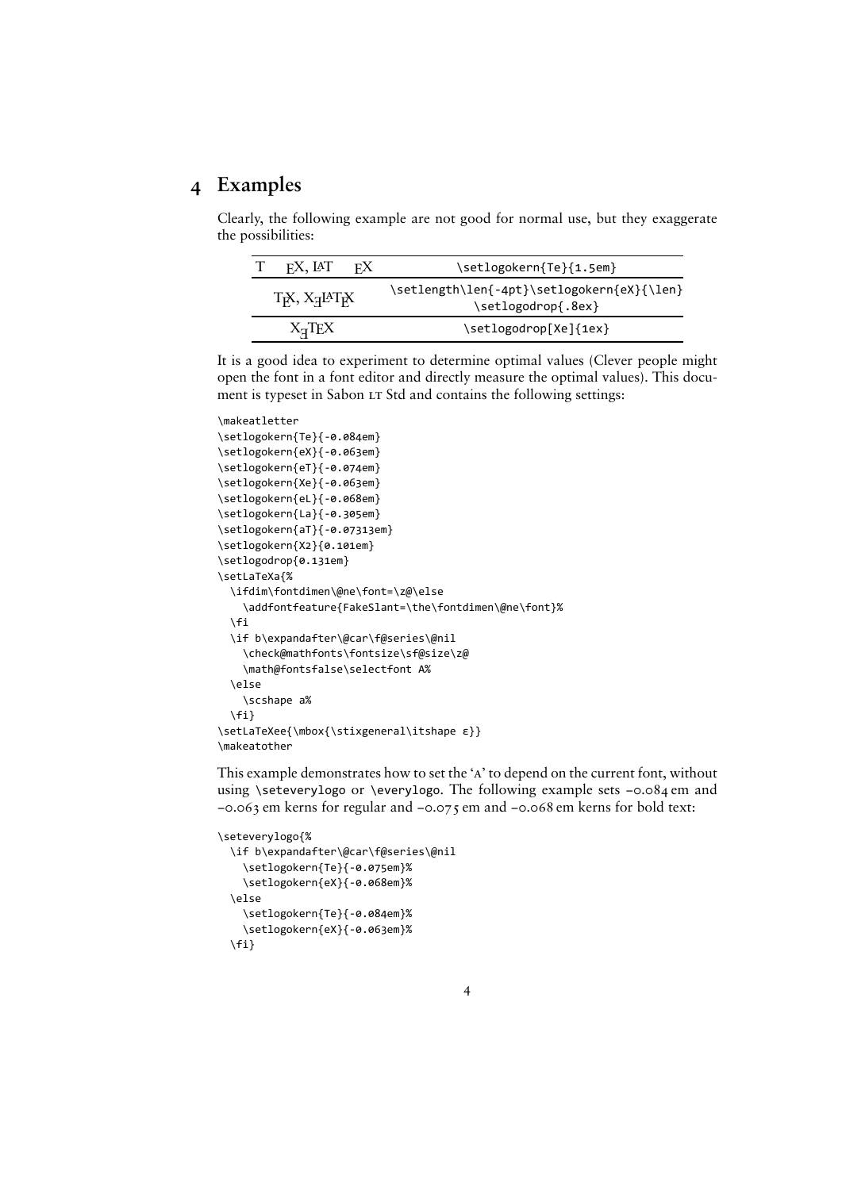# 4 Examples

Clearly, the following example are not good for normal use, but they exaggerate the possibilities:

| | |
|---|---|
| T EX, LAT EX | `\setlogokern{Te}{1.5em}` |
| TEX, XƎLATEX | `\setlength\len{-4pt}\setlogokern{eX}{\len}` `\setlogodrop{.8ex}` |
| XƎTEX | `\setlogodrop[Xe]{1ex}` |

It is a good idea to experiment to determine optimal values (Clever people might open the font in a font editor and directly measure the optimal values). This document is typeset in Sabon LT Std and contains the following settings:

```
\makeatletter
\setlogokern{Te}{-0.084em}
\setlogokern{eX}{-0.063em}
\setlogokern{eT}{-0.074em}
\setlogokern{Xe}{-0.063em}
\setlogokern{eL}{-0.068em}
\setlogokern{La}{-0.305em}
\setlogokern{aT}{-0.07313em}
\setlogokern{X2}{0.101em}
\setlogodrop{0.131em}
\setLaTeXa{%
  \ifdim\fontdimen\@ne\font=\z@\else
    \addfontfeature{FakeSlant=\the\fontdimen\@ne\font}%
  \fi
  \if b\expandafter\@car\f@series\@nil
    \check@mathfonts\fontsize\sf@size\z@
    \math@fontsfalse\selectfont A%
  \else
    \scshape a%
  \fi}
\setLaTeXee{\mbox{\stixgeneral\itshape ε}}
\makeatother
```

This example demonstrates how to set the 'A' to depend on the current font, without using `\seteverylogo` or `\everylogo`. The following example sets −0.084 em and −0.063 em kerns for regular and −0.075 em and −0.068 em kerns for bold text:

```
\seteverylogo{%
  \if b\expandafter\@car\f@series\@nil
    \setlogokern{Te}{-0.075em}%
    \setlogokern{eX}{-0.068em}%
  \else
    \setlogokern{Te}{-0.084em}%
    \setlogokern{eX}{-0.063em}%
  \fi}
```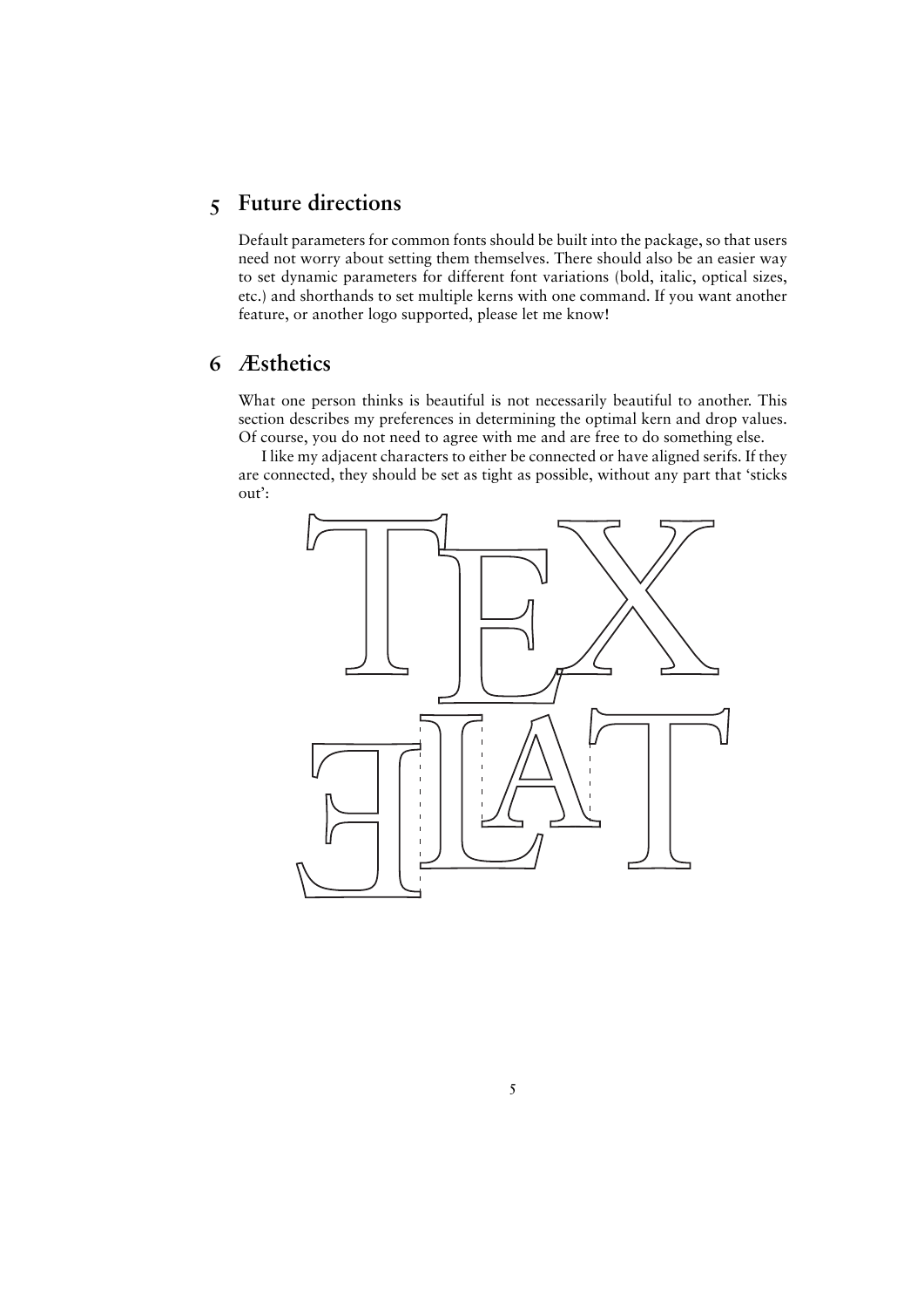## 5 Future directions

Default parameters for common fonts should be built into the package, so that users need not worry about setting them themselves. There should also be an easier way to set dynamic parameters for different font variations (bold, italic, optical sizes, etc.) and shorthands to set multiple kerns with one command. If you want another feature, or another logo supported, please let me know!

## 6 Æsthetics

What one person thinks is beautiful is not necessarily beautiful to another. This section describes my preferences in determining the optimal kern and drop values. Of course, you do not need to agree with me and are free to do something else.

I like my adjacent characters to either be connected or have aligned serifs. If they are connected, they should be set as tight as possible, without any part that 'sticks out':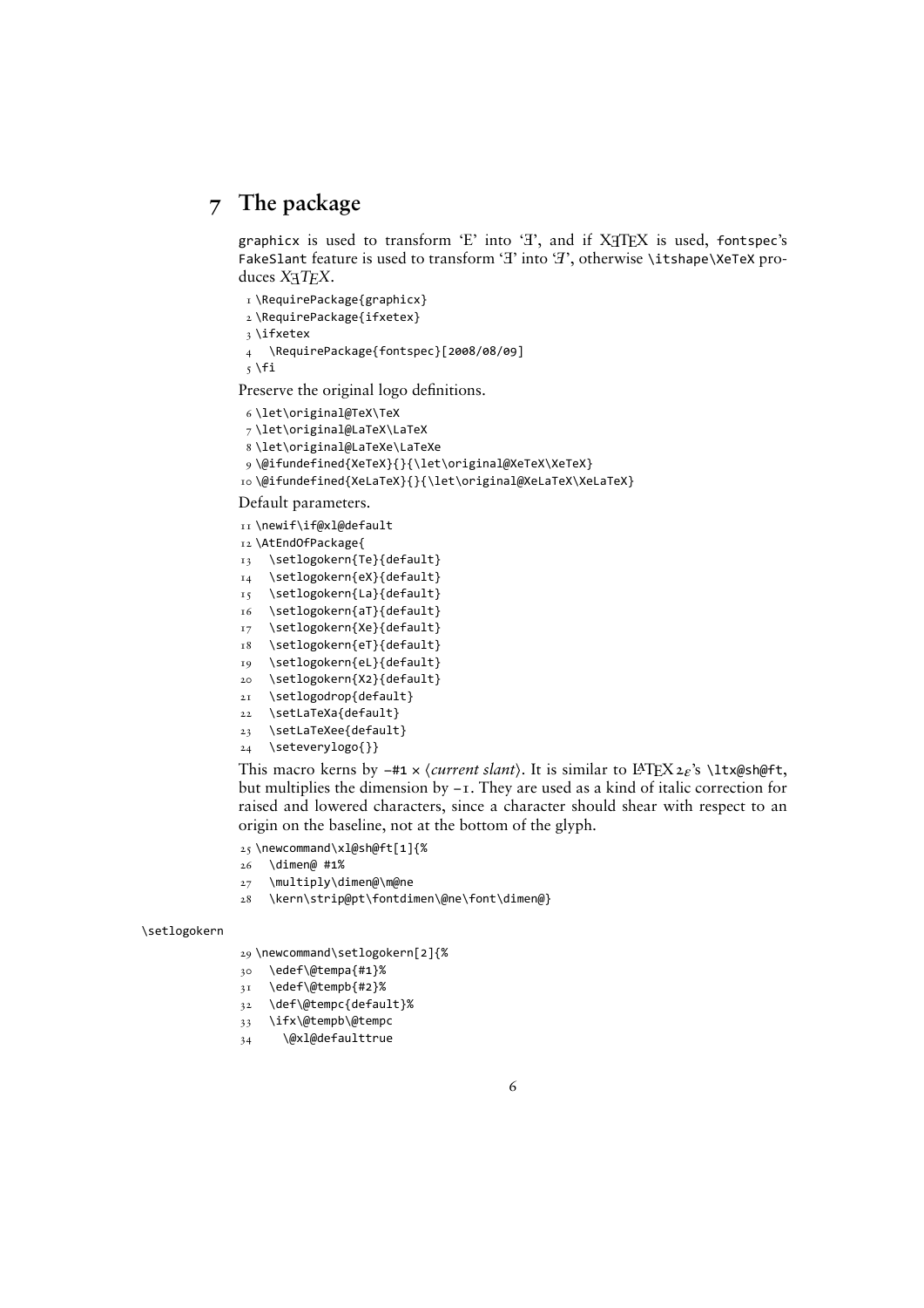## 7 The package

graphicx is used to transform 'E' into 'Ǝ', and if XƎTEX is used, fontspec's FakeSlant feature is used to transform 'Ǝ' into '*Ǝ*', otherwise \itshape\XeTeX produces *XƎTEX*.

```
1 \RequirePackage{graphicx}
2 \RequirePackage{ifxetex}
3 \ifxetex
4   \RequirePackage{fontspec}[2008/08/09]
5 \fi
```

Preserve the original logo definitions.

```
6 \let\original@TeX\TeX
7 \let\original@LaTeX\LaTeX
8 \let\original@LaTeXe\LaTeXe
9 \@ifundefined{XeTeX}{}{\let\original@XeTeX\XeTeX}
10 \@ifundefined{XeLaTeX}{}{\let\original@XeLaTeX\XeLaTeX}
```

Default parameters.

```
11 \newif\if@xl@default
12 \AtEndOfPackage{
13   \setlogokern{Te}{default}
14   \setlogokern{eX}{default}
15   \setlogokern{La}{default}
16   \setlogokern{aT}{default}
17   \setlogokern{Xe}{default}
18   \setlogokern{eT}{default}
19   \setlogokern{eL}{default}
20   \setlogokern{X2}{default}
21   \setlogodrop{default}
22   \setLaTeXa{default}
23   \setLaTeXee{default}
24   \seteverylogo{}}
```

This macro kerns by −#1 × ⟨*current slant*⟩. It is similar to LaTeX $2_\varepsilon$'s \ltx@sh@ft, but multiplies the dimension by −1. They are used as a kind of italic correction for raised and lowered characters, since a character should shear with respect to an origin on the baseline, not at the bottom of the glyph.

```
25 \newcommand\xl@sh@ft[1]{%
26   \dimen@ #1%
27   \multiply\dimen@\m@ne
28   \kern\strip@pt\fontdimen\@ne\font\dimen@}
```

\setlogokern

```
29 \newcommand\setlogokern[2]{%
30   \edef\@tempa{#1}%
31   \edef\@tempb{#2}%
32   \def\@tempc{default}%
33   \ifx\@tempb\@tempc
34     \@xl@defaulttrue
```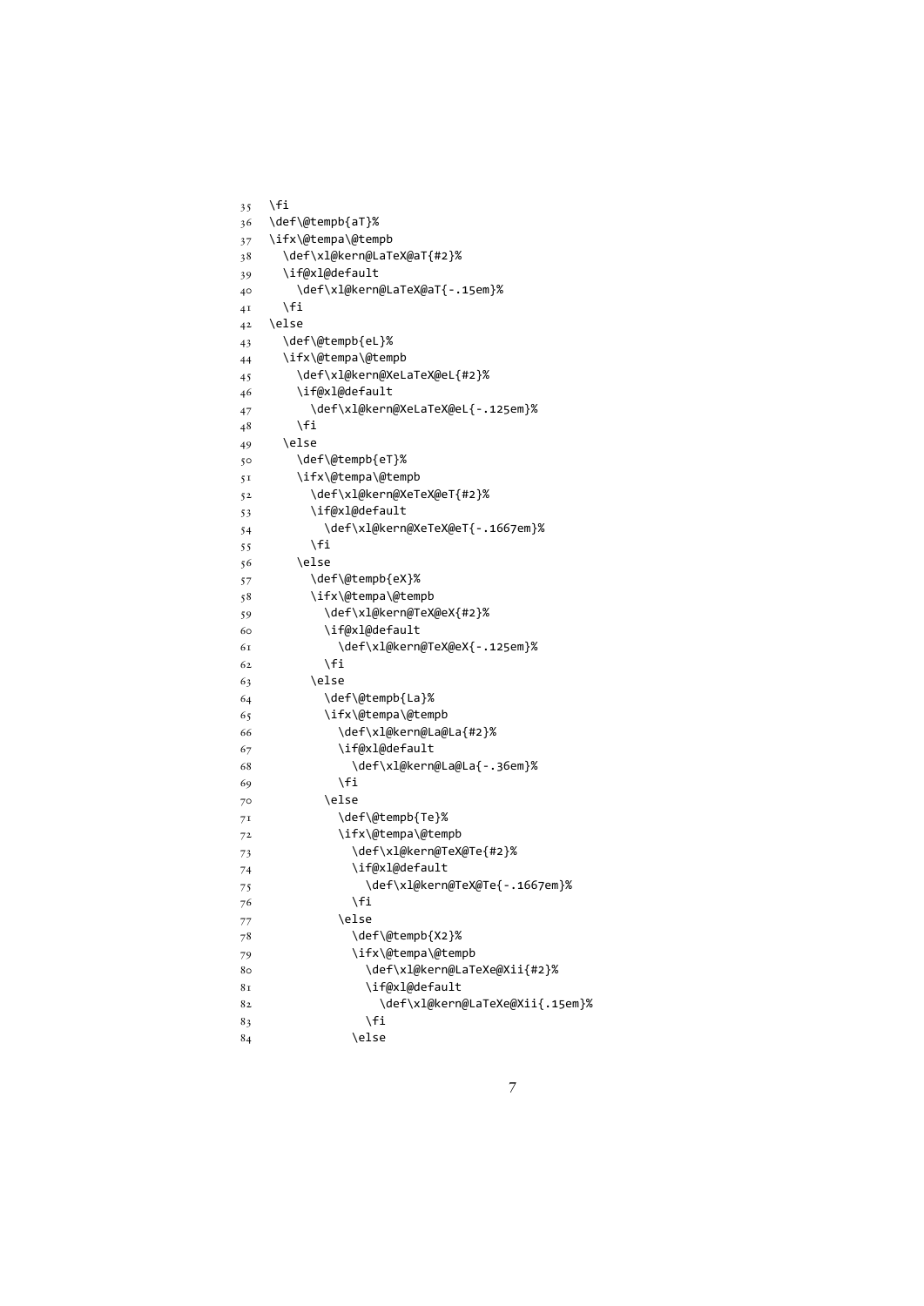```
35 \fi
36 \def\@tempb{aT}%
37 \ifx\@tempa\@tempb
38   \def\xl@kern@LaTeX@aT{#2}%
39   \if@xl@default
40     \def\xl@kern@LaTeX@aT{-.15em}%
41   \fi
42 \else
43   \def\@tempb{eL}%
44   \ifx\@tempa\@tempb
45     \def\xl@kern@XeLaTeX@eL{#2}%
46     \if@xl@default
47       \def\xl@kern@XeLaTeX@eL{-.125em}%
48     \fi
49   \else
50     \def\@tempb{eT}%
51     \ifx\@tempa\@tempb
52       \def\xl@kern@XeTeX@eT{#2}%
53       \if@xl@default
54         \def\xl@kern@XeTeX@eT{-.1667em}%
55       \fi
56     \else
57       \def\@tempb{eX}%
58       \ifx\@tempa\@tempb
59         \def\xl@kern@TeX@eX{#2}%
60         \if@xl@default
61           \def\xl@kern@TeX@eX{-.125em}%
62         \fi
63       \else
64         \def\@tempb{La}%
65         \ifx\@tempa\@tempb
66           \def\xl@kern@La@La{#2}%
67           \if@xl@default
68             \def\xl@kern@La@La{-.36em}%
69           \fi
70         \else
71           \def\@tempb{Te}%
72           \ifx\@tempa\@tempb
73             \def\xl@kern@TeX@Te{#2}%
74             \if@xl@default
75               \def\xl@kern@TeX@Te{-.1667em}%
76             \fi
77           \else
78             \def\@tempb{X2}%
79             \ifx\@tempa\@tempb
80               \def\xl@kern@LaTeXe@Xii{#2}%
81               \if@xl@default
82                 \def\xl@kern@LaTeXe@Xii{.15em}%
83               \fi
84             \else
```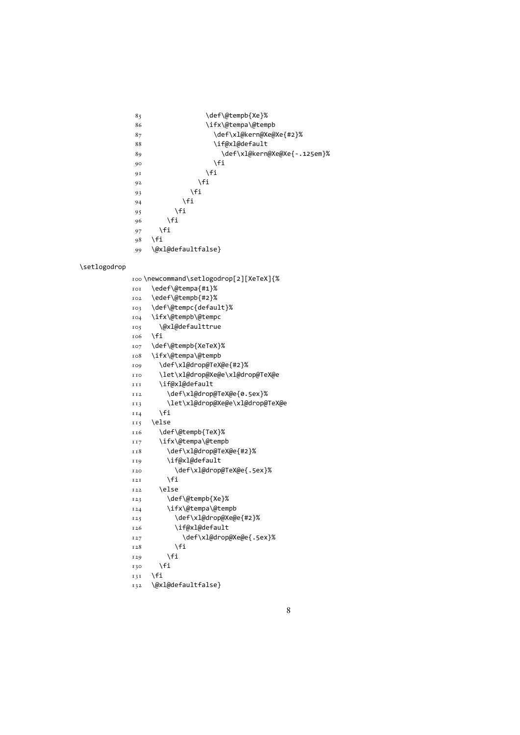```
85                \def\@tempb{Xe}%
86                \ifx\@tempa\@tempb
87                  \def\xl@kern@Xe@Xe{#2}%
88                  \if@xl@default
89                    \def\xl@kern@Xe@Xe{-.125em}%
90                  \fi
91                \fi
92              \fi
93            \fi
94          \fi
95        \fi
96      \fi
97    \fi
98  \fi
99  \@xl@defaultfalse}
```

\setlogodrop

```
100 \newcommand\setlogodrop[2][XeTeX]{%
101   \edef\@tempa{#1}%
102   \edef\@tempb{#2}%
103   \def\@tempc{default}%
104   \ifx\@tempb\@tempc
105     \@xl@defaulttrue
106   \fi
107   \def\@tempb{XeTeX}%
108   \ifx\@tempa\@tempb
109     \def\xl@drop@TeX@e{#2}%
110     \let\xl@drop@Xe@e\xl@drop@TeX@e
111     \if@xl@default
112       \def\xl@drop@TeX@e{0.5ex}%
113       \let\xl@drop@Xe@e\xl@drop@TeX@e
114     \fi
115   \else
116     \def\@tempb{TeX}%
117     \ifx\@tempa\@tempb
118       \def\xl@drop@TeX@e{#2}%
119       \if@xl@default
120         \def\xl@drop@TeX@e{.5ex}%
121       \fi
122     \else
123       \def\@tempb{Xe}%
124       \ifx\@tempa\@tempb
125         \def\xl@drop@Xe@e{#2}%
126         \if@xl@default
127           \def\xl@drop@Xe@e{.5ex}%
128         \fi
129       \fi
130     \fi
131   \fi
132   \@xl@defaultfalse}
```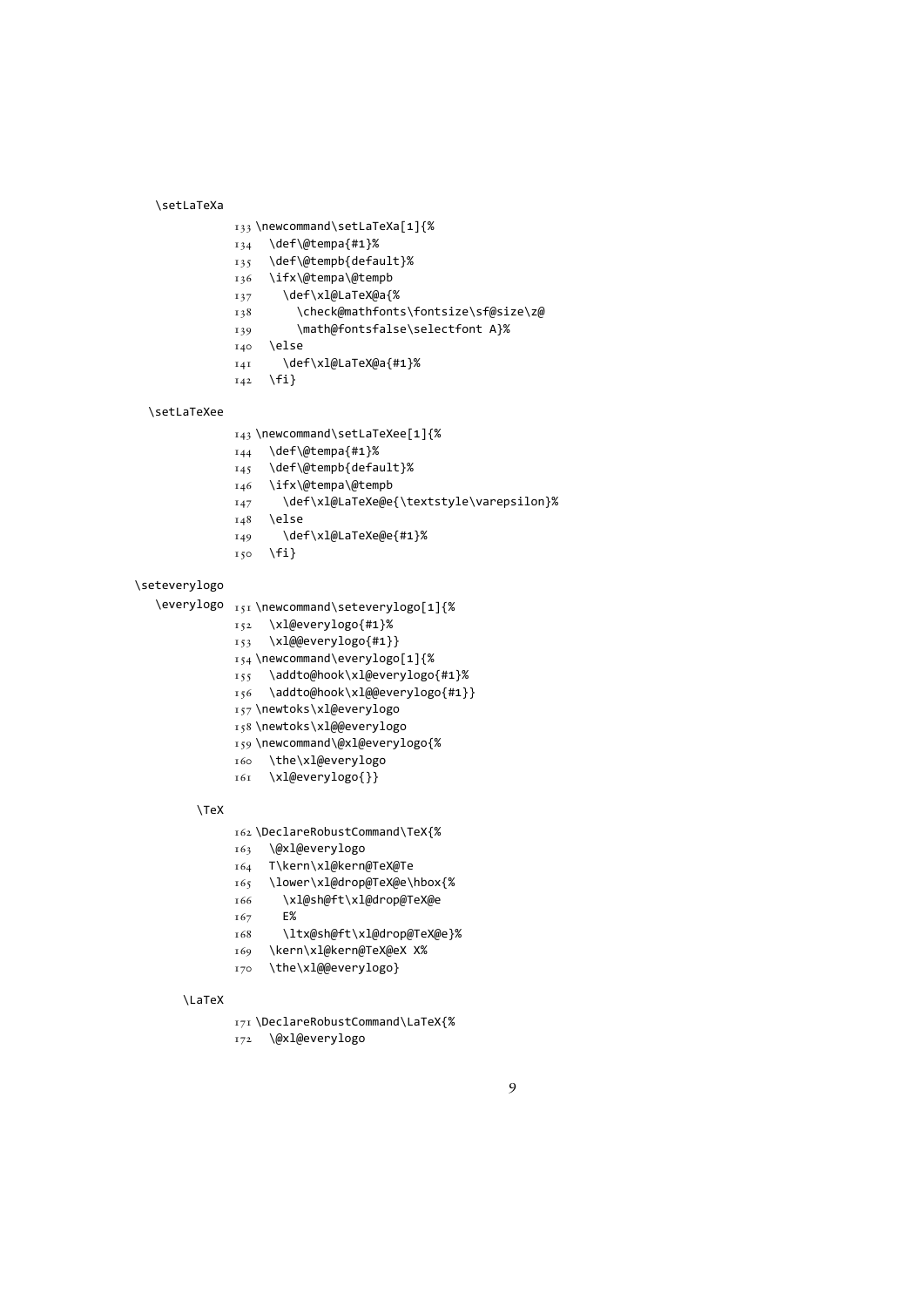\setLaTeXa

```
133 \newcommand\setLaTeXa[1]{%
134   \def\@tempa{#1}%
135   \def\@tempb{default}%
136   \ifx\@tempa\@tempb
137     \def\xl@LaTeX@a{%
138       \check@mathfonts\fontsize\sf@size\z@
139       \math@fontsfalse\selectfont A}%
140   \else
141     \def\xl@LaTeX@a{#1}%
142   \fi}
```

\setLaTeXee

```
143 \newcommand\setLaTeXee[1]{%
144   \def\@tempa{#1}%
145   \def\@tempb{default}%
146   \ifx\@tempa\@tempb
147     \def\xl@LaTeXe@e{\textstyle\varepsilon}%
148   \else
149     \def\xl@LaTeXe@e{#1}%
150   \fi}
```

\seteverylogo
\everylogo

```
151 \newcommand\seteverylogo[1]{%
152   \xl@everylogo{#1}%
153   \xl@@everylogo{#1}}
154 \newcommand\everylogo[1]{%
155   \addto@hook\xl@everylogo{#1}%
156   \addto@hook\xl@@everylogo{#1}}
157 \newtoks\xl@everylogo
158 \newtoks\xl@@everylogo
159 \newcommand\@xl@everylogo{%
160   \the\xl@everylogo
161   \xl@everylogo{}}
```

\TeX

```
162 \DeclareRobustCommand\TeX{%
163   \@xl@everylogo
164   T\kern\xl@kern@TeX@Te
165   \lower\xl@drop@TeX@e\hbox{%
166     \xl@sh@ft\xl@drop@TeX@e
167     E%
168     \ltx@sh@ft\xl@drop@TeX@e}%
169   \kern\xl@kern@TeX@eX X%
170   \the\xl@@everylogo}
```

\LaTeX

```
171 \DeclareRobustCommand\LaTeX{%
172   \@xl@everylogo
```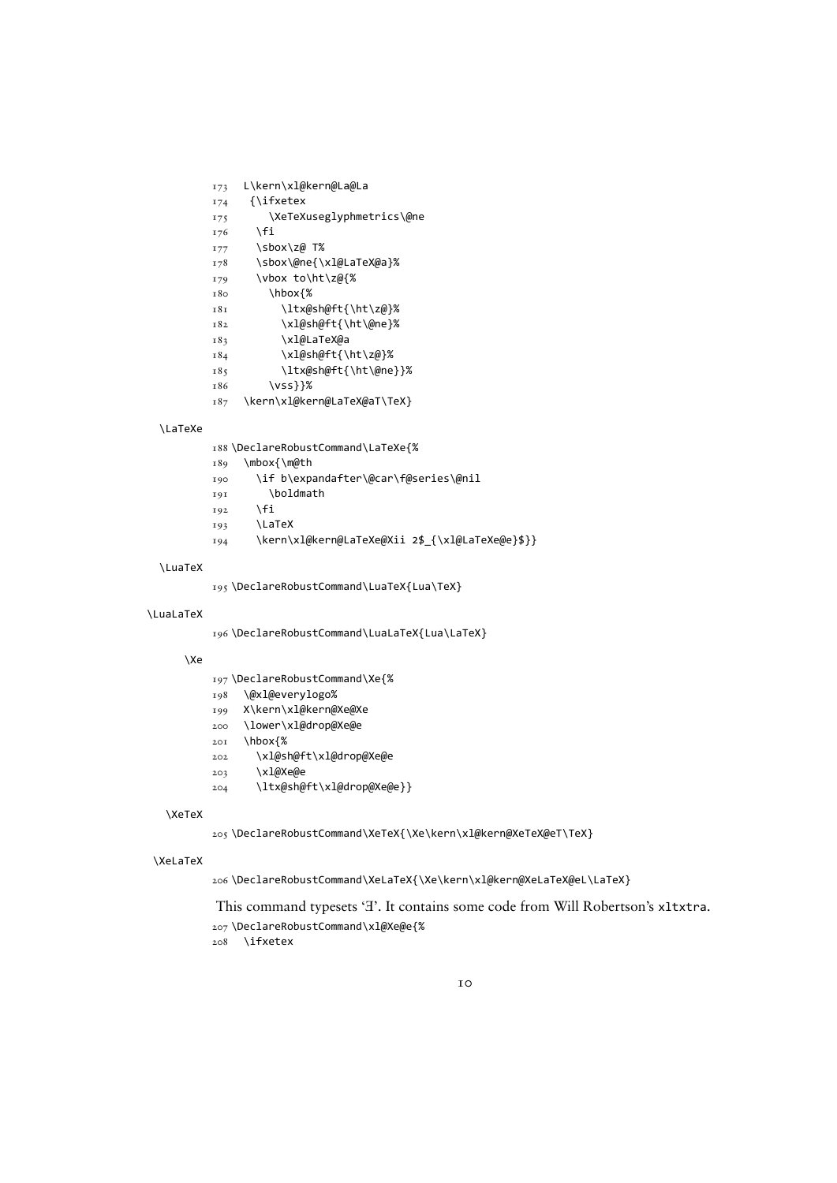```
173   L\kern\xl@kern@La@La
174    {\ifxetex
175       \XeTeXuseglyphmetrics\@ne
176     \fi
177     \sbox\z@ T%
178     \sbox\@ne{\xl@LaTeX@a}%
179     \vbox to\ht\z@{%
180       \hbox{%
181         \ltx@sh@ft{\ht\z@}%
182         \xl@sh@ft{\ht\@ne}%
183         \xl@LaTeX@a
184         \xl@sh@ft{\ht\z@}%
185         \ltx@sh@ft{\ht\@ne}}%
186       \vss}}%
187   \kern\xl@kern@LaTeX@aT\TeX}
```

\LaTeXe

```
188 \DeclareRobustCommand\LaTeXe{%
189   \mbox{\m@th
190     \if b\expandafter\@car\f@series\@nil
191       \boldmath
192     \fi
193     \LaTeX
194     \kern\xl@kern@LaTeXe@Xii 2$_{\xl@LaTeXe@e}$}}
```

\LuaTeX

```
195 \DeclareRobustCommand\LuaTeX{Lua\TeX}
```

\LuaLaTeX

```
196 \DeclareRobustCommand\LuaLaTeX{Lua\LaTeX}
```

\Xe

```
197 \DeclareRobustCommand\Xe{%
198   \@xl@everylogo%
199   X\kern\xl@kern@Xe@Xe
200   \lower\xl@drop@Xe@e
201   \hbox{%
202     \xl@sh@ft\xl@drop@Xe@e
203     \xl@Xe@e
204     \ltx@sh@ft\xl@drop@Xe@e}}
```

\XeTeX

```
205 \DeclareRobustCommand\XeTeX{\Xe\kern\xl@kern@XeTeX@eT\TeX}
```

\XeLaTeX

```
206 \DeclareRobustCommand\XeLaTeX{\Xe\kern\xl@kern@XeLaTeX@eL\LaTeX}
```

This command typesets 'Ǝ'. It contains some code from Will Robertson's xltxtra.

```
207 \DeclareRobustCommand\xl@Xe@e{%
208   \ifxetex
```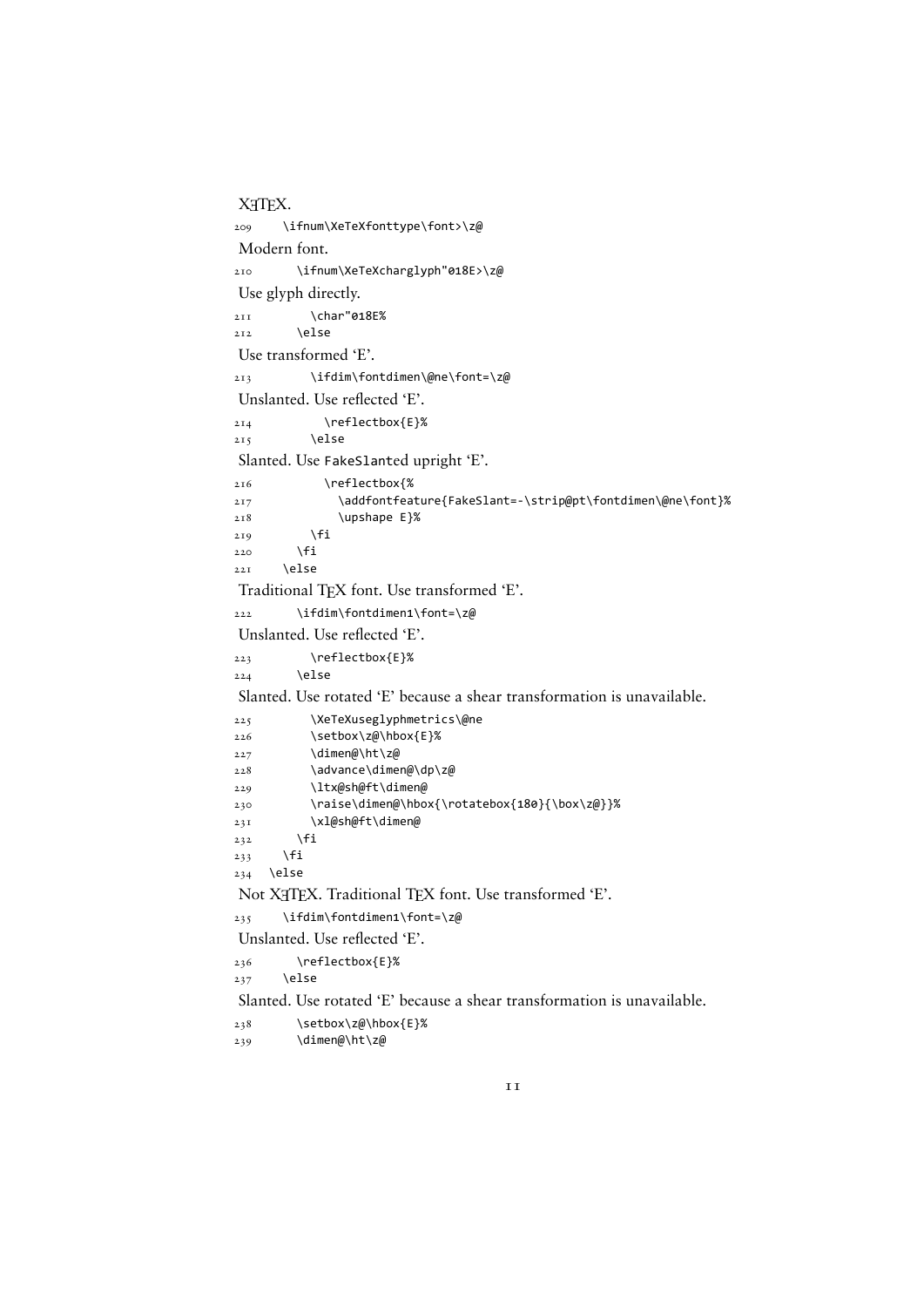XƎTEX.

```
209     \ifnum\XeTeXfonttype\font>\z@
```

Modern font.

```
210       \ifnum\XeTeXcharglyph"018E>\z@
```

Use glyph directly.

```
211         \char"018E%
212       \else
```

Use transformed 'E'.

```
213         \ifdim\fontdimen\@ne\font=\z@
```

Unslanted. Use reflected 'E'.

```
214           \reflectbox{E}%
215         \else
```

Slanted. Use FakeSlanted upright 'E'.

```
216           \reflectbox{%
217             \addfontfeature{FakeSlant=-\strip@pt\fontdimen\@ne\font}%
218             \upshape E}%
219         \fi
220       \fi
221     \else
```

Traditional TEX font. Use transformed 'E'.

```
222       \ifdim\fontdimen1\font=\z@
```

Unslanted. Use reflected 'E'.

```
223         \reflectbox{E}%
224       \else
```

Slanted. Use rotated 'E' because a shear transformation is unavailable.

```
225         \XeTeXuseglyphmetrics\@ne
226         \setbox\z@\hbox{E}%
227         \dimen@\ht\z@
228         \advance\dimen@\dp\z@
229         \ltx@sh@ft\dimen@
230         \raise\dimen@\hbox{\rotatebox{180}{\box\z@}}%
231         \xl@sh@ft\dimen@
232       \fi
233     \fi
234   \else
```

Not XƎTEX. Traditional TEX font. Use transformed 'E'.

```
235     \ifdim\fontdimen1\font=\z@
```

Unslanted. Use reflected 'E'.

```
236       \reflectbox{E}%
237     \else
```

Slanted. Use rotated 'E' because a shear transformation is unavailable.

```
238       \setbox\z@\hbox{E}%
239       \dimen@\ht\z@
```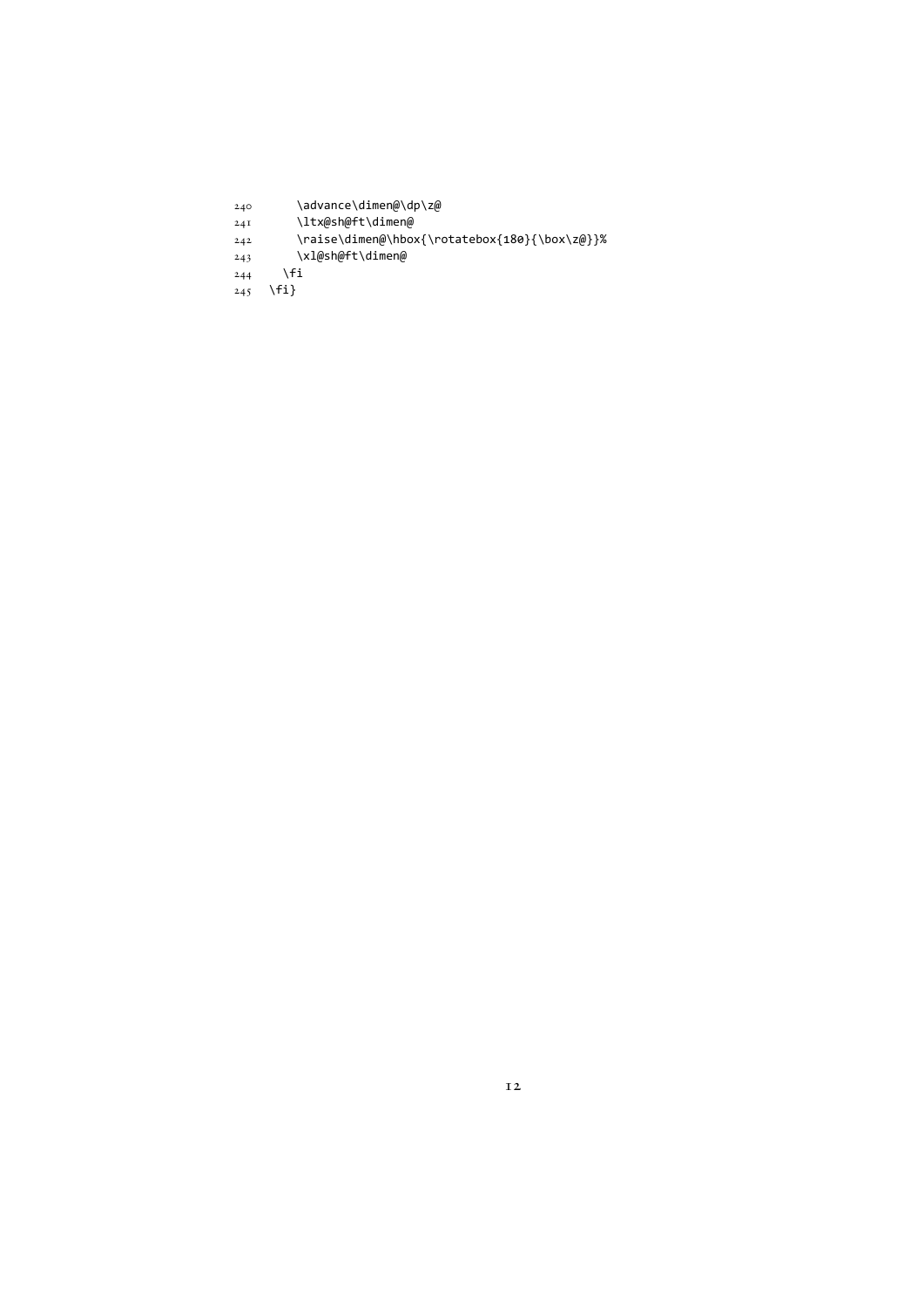```
240      \advance\dimen@\dp\z@
241      \ltx@sh@ft\dimen@
242      \raise\dimen@\hbox{\rotatebox{180}{\box\z@}}%
243      \xl@sh@ft\dimen@
244    \fi
245  \fi}
```